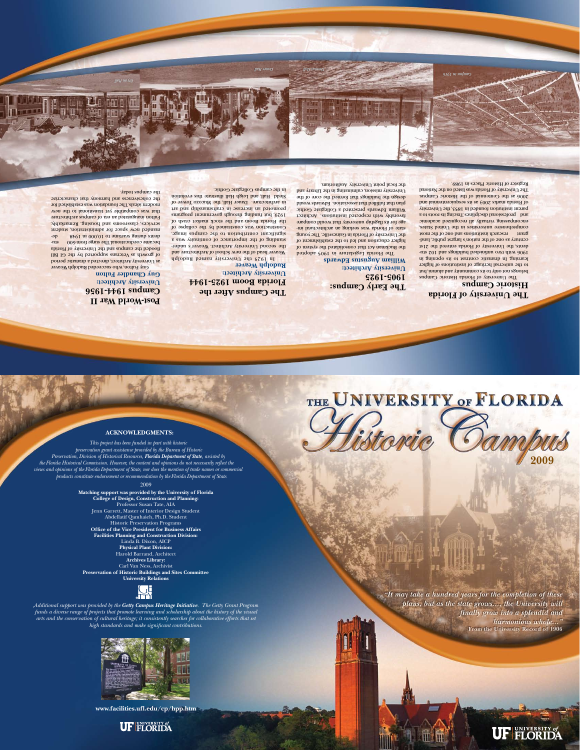## The University of Florida Historic Campus

The University of Florida Historic Campus belongs not only to its community and alumni, but to the universal heritage of institutions of higher learning. In dramatic contrast to its opening in 1906 with two unfinished buildings and 102 students, the University of Florida entered the 21st century as one of the nation's largest public land-grant research institutions and one of the most comprehensive universities in the United States, encompassing virtually all recognized academic and professional disciplines. Tracing its roots to a parent institution founded in 1853, the University of Florida marks 2003 as its sesquicentennial and 2006 as the Centennial of the Historic Campus. The University of Florida was listed on the National Register of Historic Places in 1989.

## The Early Campus: 1905-1925

### University Architect: William Augustus Edwards

The Florida Legislature in 1905 adopted the Buckman Act that consolidated the system of higher education and led to the establishment of the University of Florida in Gainesville. The young state of Florida was seeking an architectural image for its flagship university that would compare favorably with respected institutions. Architect William Edwards presented a Collegiate Gothic plan that fulfilled that association. Edwards would design the buildings that formed the core of the University mission, culminating in the Library and the focal point University Auditorium.

## The Campus After the Florida Boom 1925-1944

### University Architect: Rudolph Weaver

In 1925 the University named Rudolph Weaver head of the new School of Architecture and the second University Architect. Weaver's understanding of the importance of continuity was a significant contribution to the campus image. Construction was constrained by the collapse of the Florida Boom and the stock market crash of 1929, but funding through government programs promoted an increase in craftsmanship and art in architecture. Dauer Hall, the Museum Tower of Sledd Hall, and Leigh Hall illustrate this evolution in the campus Collegiate Gothic.

## Post-World War II Campus 1944-1956

### University Architect: Guy Chandler Fulton

Guy Fulton, who succeeded Rudolph Weaver as University Architect, directed a dramatic period of growth as Veterans supported by the GI Bill flooded the campus and the University of Florida became coeducational. The surge from 600 students during wartime to 10,000 in 1948 demanded new space for administration, student services, classrooms and housing. Remarkably, Fulton inaugurated an era of campus architecture that was compatible yet transitional to the new modern ideals. The foundation was established for the cohesiveness and harmony that characterize the campus today.

*Campus in 1916* · *Thomas Hall* · *Dauer Hall* · *Bryan Hall*

---

**ACKNOWLEDGMENTS:**

*This project has been funded in part with historic preservation grant assistance provided by the Bureau of Historic Preservation, Division of Historical Resources, **Florida Department of State**, assisted by the Florida Historical Commission. However, the content and opinions do not necessarily reflect the views and opinions of the Florida Department of State, nor does the mention of trade names or commercial products constitute endorsement or recommendation by the Florida Department of State.*

2009

**Matching support was provided by the University of Florida**
**College of Design, Construction and Planning:**
Professor Susan Tate, AIA
Jenn Garrett, Master of Interior Design Student
Abdellatif Qamhaieh, Ph.D. Student
Historic Preservation Programs
**Office of the Vice President for Business Affairs**
**Facilities Planning and Construction Division:**
Linda B. Dixon, AICP
**Physical Plant Division:**
Harold Barrand, Architect
**Archives Library:**
Carl Van Ness, Archivist
**Preservation of Historic Buildings and Sites Committee**
**University Relations**

*Additional support was provided by the **Getty Campus Heritage Initiative**. The Getty Grant Program funds a diverse range of projects that promote learning and scholarship about the history of the visual arts and the conservation of cultural heritage; it consistently searches for collaborative efforts that set high standards and make significant contributions.*

**www.facilities.ufl.edu/cp/hpp.htm**

UF | UNIVERSITY of FLORIDA

---

# THE UNIVERSITY OF FLORIDA Historic Campus 2009

*"It may take a hundred years for the completion of these plans, but as the state grows.... the University will finally grow into a splendid and harmonious whole..."*
**From the University Record of 1906**

UF | UNIVERSITY of FLORIDA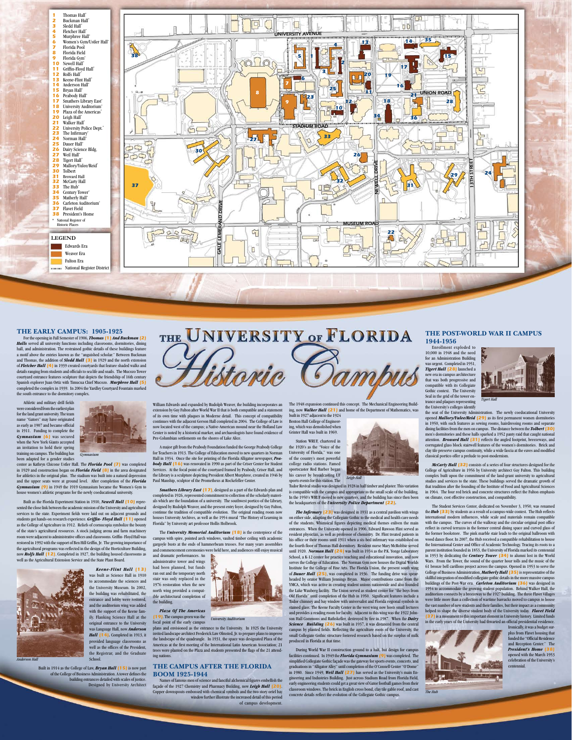1 Thomas Hall*
2 Buckman Hall*
3 Sledd Hall*
4 Fletcher Hall*
5 Murphree Hall*
6 Women's Gym/Ustler Hall*
7 Florida Pool
8 Florida Field
9 Florida Gym*
10 Newell Hall*
11 Griffin-Floyd Hall*
12 Rolfs Hall*
13 Keene-Flint Hall*
14 Anderson Hall*
15 Bryan Hall*
16 Peabody Hall*
17 Smathers Library East*
18 University Auditorium*
19 Plaza of the Americas*
20 Leigh Hall*
21 Walker Hall*
22 University Police Dept.*
23 The Infirmary*
24 Norman Hall*
25 Dauer Hall*
26 Dairy Science Bldg.
27 Weil Hall*
28 Tigert Hall*
29 Mallory/Yulee/Reid*
30 Tolbert
31 Broward Hall
32 McCarty Hall
33 The Hub*
34 Century Tower*
35 Matherly Hall*
36 Carleton Auditorium*
37 Flavet Field
38 President's Home

\* National Register of Historic Places

**LEGEND**
Edwards Era
Weaver Era
Fulton Era
National Register District

UNIVERSITY AVENUE
UNION ROAD
STADIUM ROAD
NEWELL DRIVE
13TH STREET
MUSEUM ROAD
GALE LEMERAND DRIVE

# THE UNIVERSITY OF FLORIDA *Historic Campus*

## THE EARLY CAMPUS: 1905-1925

For the opening in Fall Semester of 1906, ***Thomas* (1) *And Buckman* (2) *Halls*** served all university functions including classrooms, dormitories, dining hall, and administration. The restrained gothic details of these buildings feature a motif above the entries known as the "anguished scholar." Between Buckman and Thomas, the addition of ***Sledd Hall* (3)** in 1929 and the north extension of ***Fletcher Hall* (4)** in 1939 created courtyards that feature shaded walks and details ranging from students and officials to sea life and snails. The Mucozo Tower courtyard entrance features sculpture that depicts the friendship of 16th century Spanish explorer Juan Ortiz with Timucua Chief Mucozo. ***Murphree Hall* (5)** completed the complex in 1939. In 2004 the Yardley Courtyard Fountain marked the south entrance to the dormitory complex.

Athletic and military drill fields were considered from the earliest plan for the land grant university. The team name "Gators" may have originated as early as 1907 and became official in 1911. Funding to complete the ***Gymnasium* (6)** was secured when the New York Giants accepted an invitation to hold their spring training on campus. The building has been adapted for a gender studies center as Kathryn Chicone Ustler Hall. The ***Florida Pool* (7)** was completed in 1929 and construction began on ***Florida Field* (8)** in the area designated for athletics in the original plan. The stadium was built into a natural depression and the upper seats were at ground level. After completion of the ***Florida Gymnasium* (9)** in 1949 the 1919 Gymnasium became the Women's Gym to house women's athletic programs for the newly coeducational university.

*Gymnasium*

Built as the Florida Experiment Station in 1910, ***Newell Hall* (10)** represented the close link between the academic mission of the University and agricultural services to the state. Experiment fields were laid out on adjacent grounds and students got hands-on research experience. ***Griffin- Floyd Hall* (11)** opened as the College of Agriculture in 1912. Reliefs of cornucopia symbolize the bounty of the state's agricultural resources. A stock judging arena and farm machinery room were adjacent to administrative offices and classrooms. Griffin- Floyd Hall was restored in 1992 with the support of Ben Hill Griffin, Jr. The growing importance of the agricultural programs was reflected in the design of the Horticulture Building, now ***Rolfs Hall* (12)**. Completed in 1927, the building housed classrooms as well as the Agricultural Extension Service and the State Plant Board.

***Keene-Flint Hall* (13)** was built as Science Hall in 1910 to accommodate the sciences and the University Museum. In 2002, the building was rehabilitated, the entrance and lobby were restored, and the auditorium wing was added with the support of the Keene family. Flanking Science Hall at the original entrance to the University was Language Hall, now ***Anderson Hall* (14)**. Completed in 1913, it provided language classrooms as well as the offices of the President, the Registrar, and the Graduate School.

*Anderson Hall*

Built in 1914 as the College of Law, ***Bryan Hall* (15)** is now part of the College of Business Administration. A tower defines the building entrances detailed with scales of justice. Designed by University Architect William Edwards and expanded by Rudolph Weaver, the building incorporates an extension by Guy Fulton after World War II that is both compatible and a statement of its own time with plaques in Moderne detail. This concept of compatibility continues with the adjacent Gerson Hall completed in 2004. The College of Law is now located west of the campus; a Native-American mound near the Holland Law Center is noted by a historical marker, and archaeologists have found evidence of Pre-Columbian settlements on the shores of Lake Alice.

A major gift from the Peabody Foundation funded the George Peabody College for Teachers in 1913. The College of Education moved to new quarters in Norman Hall in 1934. Once the site for printing of the Florida Alligator newspaper, ***Peabody Hall* (16)** was renovated in 1990 as part of the Criser Center for Student Services. At the focal point of the courtyard framed by Peabody, Criser Hall, and the Library is a sculpture depicting President Albert Murphree, created in 1946 by Paul Manship, sculptor of the Prometheus at Rockefeller Center.

***Smathers Library East* (17)**, designed as a part of the Edwards plan and completed in 1926, represented commitment to collection of the scholarly materials which are the foundation of a university. The southwest portico of the Library, designed by Rudolph Weaver, and the present entry foyer, designed by Guy Fulton, continue the tradition of compatible evolution. The original reading room now houses University Archives, as well as the 1954 mural "The History of Learning in Florida" by University art professor Hollis Holbrook.

The ***University Memorial Auditorium* (18)** is the centerpiece of the campus with spire, pointed arch windows, vaulted timber ceiling with academic gargoyle busts at the ends of hammerbeam trusses. For many years assemblies and commencement ceremonies were held here, and audiences still enjoy musical and dramatic performances. An administrative tower and wings had been planned, but funds ran out and the temporary north stair was only replaced in the 1976 restoration when the new north wing provided a compatible architectural completion of the building.

*University Auditorium*

***Plaza Of The Americas* (19)**. The campus green was the focal point of the early campus plans and envisioned as the entrance to the University. In 1925 the University invited landscape architect Frederick Law Olmsted, Jr. to prepare plans to improve the landscape of the quadrangle. In 1931, the space was designated Plaza of the Americas at the first meeting of the International Latin American Association; 21 trees were planted on the Plaza and students presented the flags of the 21 attending nations.

## THE CAMPUS AFTER THE FLORIDA BOOM 1925-1944

Names of famous men of science and fanciful alchemical figures embellish the façade of the 1927 Chemistry and Pharmacy Building, now ***Leigh Hall* (20)**. Copper downspouts embossed with chemical symbols and the two story oriel bay window further illustrate the increased detail of this period of campus development.

The 1948 expansion continued this concept. The Mechanical Engineering Building, now ***Walker Hall* (21)** and home of the Department of Mathematics, was built in 1927 adjacent to the 1924 Benton Hall College of Engineering, which was demolished when Grinter Hall was built in 1969.

Station WRUF, chartered in the 1920's as the "Voice of the University of Florida," was one of the country's most powerful college radio stations. Famed sportscaster Red Barber began his career by broadcasting UF sports events for this station. The Tudor Revival studio was designed in 1928 in half timber and plaster. This variation is compatible with the campus and appropriate to the small scale of the building. In the 1950's WRUF moved to new quarters, and the building has since then been the headquarters of the ***University Police Department* (22)**.

*Leigh Hall*

***The Infirmary* (23)** was designed in 1931 as a central pavilion with wings on either side, adapting the Collegiate Gothic to the medical and health care needs of the students. Whimsical figures depicting medical themes enliven the main entrances. When the University opened in 1906, Edward Rawson Flint served as resident physician, as well as professor of chemistry. Dr. Flint treated patients in his office or their rooms until 1911 when a six-bed infirmary was established on the fourth floor of Thomas Hall dormitory. Resident nurse Mary McRobbie served until 1920. ***Norman Hall* (24)** was built in 1934 as the P.K. Yonge Laboratory School, a K-12 center for practice teaching and educational innovation, and now serves the College of Education. The Norman Gym now houses the Digital Worlds Institute for the College of Fine Arts. The Florida Union, the present south wing of ***Dauer Hall* (25)**, was completed in 1936. The funding drive was spearheaded by orator William Jennings Bryan. Major contributions came from the YMCA, which was active in creating student unions nationwide and also founded the Lake Wauberg facility. The Union served as student center for "the boys from Old Florida" until completion of the Hub in 1950. Significant features include a Tudor chimney and bay window with universalist and Florida regional symbols in stained glass. The Keene Faculty Center in the west wing now hosts small lectures and provides a reading room for faculty. Adjacent to this wing was the 1922 Johnson Hall Commons and Rathskeller, destroyed by fire in 1987. When the ***Dairy Science Building* (26)** was built in 1937, it was distanced from the central campus by planted fields. Reflecting the agriculture roots of the University, the small Collegiate Gothic structure fostered research based on the surplus of milk produced in Florida at that time.

During World War II construction ground to a halt, but design for campus facilities continued. In 1949 the ***Florida Gymnasium* (9)** was completed. The simplified Collegiate Gothic façade was the gateway for sports events, concerts, and graduations in "Alligator Alley" until completion of the O'Connell Center "O'Dome" in 1980. Since 1949, ***Weil Hall* (27)** has served as the University's main Engineering and Industries Building. Just across Stadium Road from Florida Field, early engineering students could get a great view of Gator football games from their classroom windows. The brick in English cross bond, clay tile gable roof, and cast concrete details reflect the evolution of the Collegiate Gothic campus.

## THE POST-WORLD WAR II CAMPUS 1944-1956

Enrollment exploded to 10,000 in 1948 and the need for an Administration Building was urgent. Completed in 1951, ***Tigert Hall* (28)** launched a new era in campus architecture that was both progressive and compatible with its Collegiate Gothic context. The University Seal in the grid of the tower entrance and plaques representing the University's colleges identify the seat of the University Administration. The newly coeducational University opened ***Mallory/Yulee/Reid* (29)** as its first permanent women dormitories in 1950, with such features as sewing rooms, hairdressing rooms and separate dining facilities from the men on campus. The distance between the ***Tolbert* (30)** men's dormitories and these halls sparked a 1952 panty raid that caught national attention. ***Broward Hall* (31)** reflects the angled footprint, breezeways, and corrugated glass block stairwell features of the women's dormitories. Brick and clay tile preserve campus continuity, while a wide fascia at the eaves and modified classical portico offer a prelude to post-modernism.

*Tigert Hall*

***McCarty Hall* (32)** consists of a series of four structures designed for the College of Agriculture in 1956 by University architect Guy Fulton. This building complex built upon the commitment of the land-grant university to agricultural studies and services to the state. These buildings served the dramatic growth of that tradition after the founding of the Institute of Food and Agricultural Sciences in 1964. The four red brick and concrete structures reflect the Fulton emphasis on climate, cost effective construction, and compatibility.

The Student Services Center, dedicated on November 3, 1950, was renamed the ***Hub* (33)** by students as a result of a campus-wide contest. The Hub reflects international modern influences, while scale and materials remain compatible with the campus. The curves of the walkway and the circular original post office reflect in curved terrazzo in the former central dining space and curved glass of the former bookstore. The pink marble stair leads to the original ballroom with wood dance floor. In 2007, the Hub received a compatible rehabilitation to house the International Center and Office of Academic Technology. Tracing its roots to a parent institution founded in 1853, the University of Florida marked its centennial in 1953 by dedicating the ***Century Tower* (34)** to alumni lost in the World Wars. From the Tower, the sound of the quarter hour tolls and the music of the 61 bronze bell carillons project across the campus. Opened in 1953 to serve the College of Business Administration, ***Matherly Hall* (35)** is representative of the skillful integration of modified collegiate gothic details in the more massive campus buildings of the Post-War era. ***Carleton Auditorium* (36)** was designed in 1954 to accommodate the growing student population. Behind Walker Hall, the auditorium connects by a breezeway to the 1927 building. The three Flavet Villages were little more than a collection of wartime barracks moved to campus to house the vast number of new students and their families, but their impact as a community helped to shape the diverse student body of the University today. ***Flavet Field* (37)** is a monument to this important element in University history. Limited funds in the early years of the University had thwarted an official presidential residence. Ironically, it was a budget surplus from Flavet housing that funded the "Official Residence and Reception Center." The ***President's Home* (38)** opened with the March 1953 celebration of the University's centennial.

*The Hub*